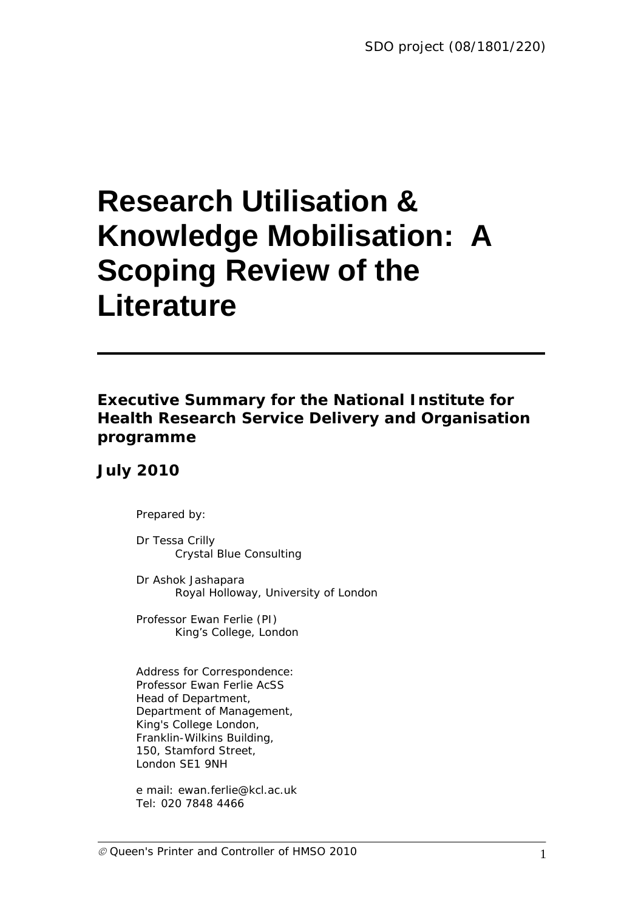SDO project (08/1801/220)

# Research Utilisation & Knowledge Mobilisation: A Scoping Review of the Literature

---

**Executive Summary for the National Institute for Health Research Service Delivery and Organisation programme**

**July 2010**

Prepared by:

Dr Tessa Crilly
Crystal Blue Consulting

Dr Ashok Jashapara
Royal Holloway, University of London

Professor Ewan Ferlie (PI)
King's College, London

Address for Correspondence:
Professor Ewan Ferlie AcSS
Head of Department,
Department of Management,
King's College London,
Franklin-Wilkins Building,
150, Stamford Street,
London SE1 9NH

e mail: ewan.ferlie@kcl.ac.uk
Tel: 020 7848 4466

© Queen's Printer and Controller of HMSO 2010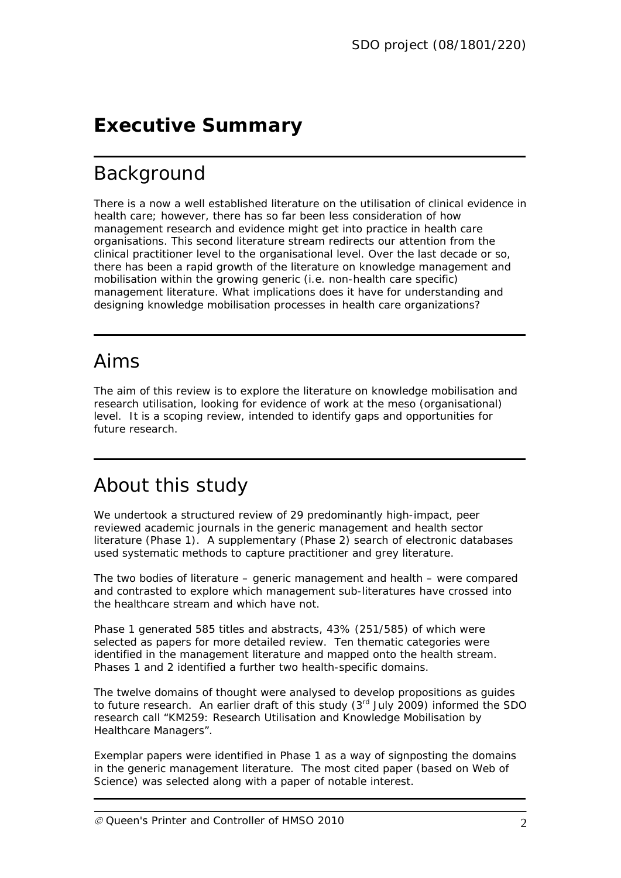# Executive Summary

## Background

There is a now a well established literature on the utilisation of clinical evidence in health care; however, there has so far been less consideration of how management research and evidence might get into practice in health care organisations. This second literature stream redirects our attention from the clinical practitioner level to the organisational level. Over the last decade or so, there has been a rapid growth of the literature on knowledge management and mobilisation within the growing generic (i.e. non-health care specific) management literature. What implications does it have for understanding and designing knowledge mobilisation processes in health care organizations?

## Aims

The aim of this review is to explore the literature on knowledge mobilisation and research utilisation, looking for evidence of work at the meso (organisational) level. It is a scoping review, intended to identify gaps and opportunities for future research.

## About this study

We undertook a structured review of 29 predominantly high-impact, peer reviewed academic journals in the generic management and health sector literature (Phase 1). A supplementary (Phase 2) search of electronic databases used systematic methods to capture practitioner and grey literature.

The two bodies of literature – generic management and health – were compared and contrasted to explore which management sub-literatures have crossed into the healthcare stream and which have not.

Phase 1 generated 585 titles and abstracts, 43% (251/585) of which were selected as papers for more detailed review. Ten thematic categories were identified in the management literature and mapped onto the health stream. Phases 1 and 2 identified a further two health-specific domains.

The twelve domains of thought were analysed to develop propositions as guides to future research. An earlier draft of this study (3rd July 2009) informed the SDO research call "KM259: Research Utilisation and Knowledge Mobilisation by Healthcare Managers".

Exemplar papers were identified in Phase 1 as a way of signposting the domains in the generic management literature. The most cited paper (based on Web of Science) was selected along with a paper of notable interest.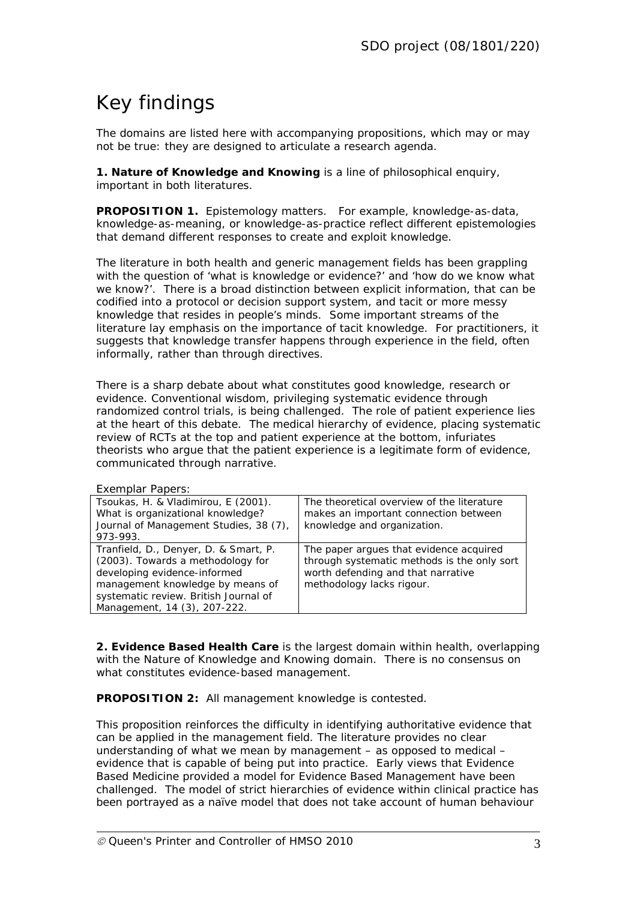# Key findings

The domains are listed here with accompanying propositions, which may or may not be true: they are designed to articulate a research agenda.

**1. Nature of Knowledge and Knowing** is a line of philosophical enquiry, important in both literatures.

**PROPOSITION 1.** Epistemology matters. For example, knowledge-as-data, knowledge-as-meaning, or knowledge-as-practice reflect different epistemologies that demand different responses to create and exploit knowledge.

The literature in both health and generic management fields has been grappling with the question of 'what is knowledge or evidence?' and 'how do we know what we know?'. There is a broad distinction between explicit information, that can be codified into a protocol or decision support system, and tacit or more messy knowledge that resides in people's minds. Some important streams of the literature lay emphasis on the importance of tacit knowledge. For practitioners, it suggests that knowledge transfer happens through experience in the field, often informally, rather than through directives.

There is a sharp debate about what constitutes good knowledge, research or evidence. Conventional wisdom, privileging systematic evidence through randomized control trials, is being challenged. The role of patient experience lies at the heart of this debate. The medical hierarchy of evidence, placing systematic review of RCTs at the top and patient experience at the bottom, infuriates theorists who argue that the patient experience is a legitimate form of evidence, communicated through narrative.

Exemplar Papers:

| | |
|---|---|
| Tsoukas, H. & Vladimirou, E (2001). What is organizational knowledge? Journal of Management Studies, 38 (7), 973-993. | The theoretical overview of the literature makes an important connection between knowledge and organization. |
| Tranfield, D., Denyer, D. & Smart, P. (2003). Towards a methodology for developing evidence-informed management knowledge by means of systematic review. British Journal of Management, 14 (3), 207-222. | The paper argues that evidence acquired through systematic methods is the only sort worth defending and that narrative methodology lacks rigour. |

**2. Evidence Based Health Care** is the largest domain within health, overlapping with the Nature of Knowledge and Knowing domain. There is no consensus on what constitutes evidence-based management.

**PROPOSITION 2:** All management knowledge is contested.

This proposition reinforces the difficulty in identifying authoritative evidence that can be applied in the management field. The literature provides no clear understanding of what we mean by management – as opposed to medical – evidence that is capable of being put into practice. Early views that Evidence Based Medicine provided a model for Evidence Based Management have been challenged. The model of strict hierarchies of evidence within clinical practice has been portrayed as a naïve model that does not take account of human behaviour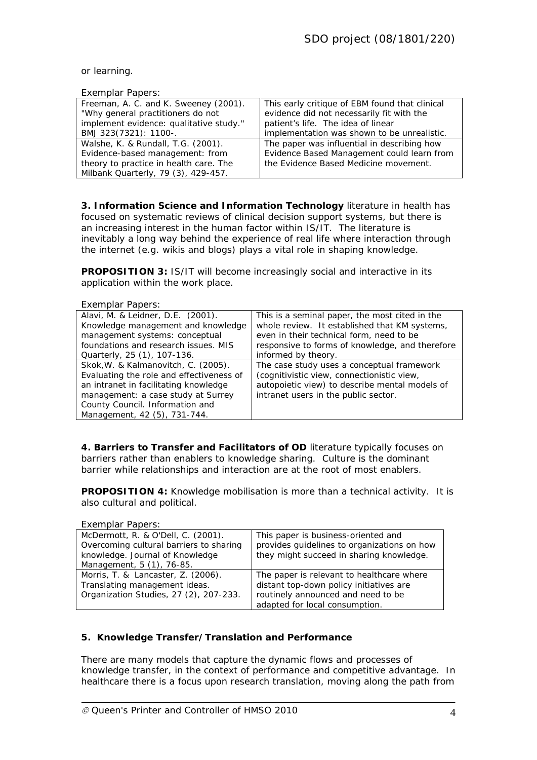or learning.

Exemplar Papers:

| | |
|---|---|
| Freeman, A. C. and K. Sweeney (2001). "Why general practitioners do not implement evidence: qualitative study." BMJ 323(7321): 1100-. | This early critique of EBM found that clinical evidence did not necessarily fit with the patient's life. The idea of linear implementation was shown to be unrealistic. |
| Walshe, K. & Rundall, T.G. (2001). Evidence-based management: from theory to practice in health care. The Milbank Quarterly, 79 (3), 429-457. | The paper was influential in describing how Evidence Based Management could learn from the Evidence Based Medicine movement. |

**3. Information Science and Information Technology** literature in health has focused on systematic reviews of clinical decision support systems, but there is an increasing interest in the human factor within IS/IT. The literature is inevitably a long way behind the experience of real life where interaction through the internet (e.g. wikis and blogs) plays a vital role in shaping knowledge.

**PROPOSITION 3:** IS/IT will become increasingly social and interactive in its application within the work place.

Exemplar Papers:

| | |
|---|---|
| Alavi, M. & Leidner, D.E. (2001). Knowledge management and knowledge management systems: conceptual foundations and research issues. MIS Quarterly, 25 (1), 107-136. | This is a seminal paper, the most cited in the whole review. It established that KM systems, even in their technical form, need to be responsive to forms of knowledge, and therefore informed by theory. |
| Skok,W. & Kalmanovitch, C. (2005). Evaluating the role and effectiveness of an intranet in facilitating knowledge management: a case study at Surrey County Council. Information and Management, 42 (5), 731-744. | The case study uses a conceptual framework (cognitivistic view, connectionistic view, autopoietic view) to describe mental models of intranet users in the public sector. |

**4. Barriers to Transfer and Facilitators of OD** literature typically focuses on barriers rather than enablers to knowledge sharing. Culture is the dominant barrier while relationships and interaction are at the root of most enablers.

**PROPOSITION 4:** Knowledge mobilisation is more than a technical activity. It is also cultural and political.

Exemplar Papers:

| | |
|---|---|
| McDermott, R. & O'Dell, C. (2001). Overcoming cultural barriers to sharing knowledge. Journal of Knowledge Management, 5 (1), 76-85. | This paper is business-oriented and provides guidelines to organizations on how they might succeed in sharing knowledge. |
| Morris, T. & Lancaster, Z. (2006). Translating management ideas. Organization Studies, 27 (2), 207-233. | The paper is relevant to healthcare where distant top-down policy initiatives are routinely announced and need to be adapted for local consumption. |

**5. Knowledge Transfer/Translation and Performance**

There are many models that capture the dynamic flows and processes of knowledge transfer, in the context of performance and competitive advantage. In healthcare there is a focus upon research translation, moving along the path from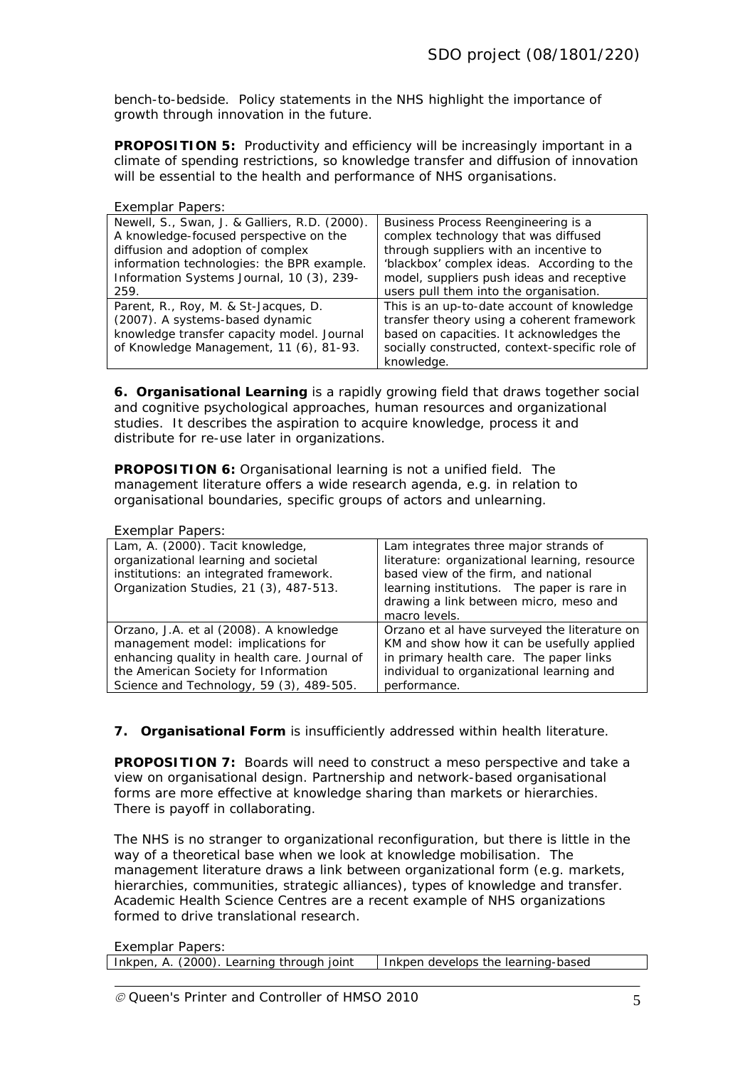bench-to-bedside. Policy statements in the NHS highlight the importance of growth through innovation in the future.

**PROPOSITION 5:** Productivity and efficiency will be increasingly important in a climate of spending restrictions, so knowledge transfer and diffusion of innovation will be essential to the health and performance of NHS organisations.

Exemplar Papers:

| | |
|---|---|
| Newell, S., Swan, J. & Galliers, R.D. (2000). A knowledge-focused perspective on the diffusion and adoption of complex information technologies: the BPR example. Information Systems Journal, 10 (3), 239-259. | Business Process Reengineering is a complex technology that was diffused through suppliers with an incentive to 'blackbox' complex ideas. According to the model, suppliers push ideas and receptive users pull them into the organisation. |
| Parent, R., Roy, M. & St-Jacques, D. (2007). A systems-based dynamic knowledge transfer capacity model. Journal of Knowledge Management, 11 (6), 81-93. | This is an up-to-date account of knowledge transfer theory using a coherent framework based on capacities. It acknowledges the socially constructed, context-specific role of knowledge. |

**6. Organisational Learning** is a rapidly growing field that draws together social and cognitive psychological approaches, human resources and organizational studies. It describes the aspiration to acquire knowledge, process it and distribute for re-use later in organizations.

**PROPOSITION 6:** Organisational learning is not a unified field. The management literature offers a wide research agenda, e.g. in relation to organisational boundaries, specific groups of actors and unlearning.

Exemplar Papers:

| | |
|---|---|
| Lam, A. (2000). Tacit knowledge, organizational learning and societal institutions: an integrated framework. Organization Studies, 21 (3), 487-513. | Lam integrates three major strands of literature: organizational learning, resource based view of the firm, and national learning institutions. The paper is rare in drawing a link between micro, meso and macro levels. |
| Orzano, J.A. et al (2008). A knowledge management model: implications for enhancing quality in health care. Journal of the American Society for Information Science and Technology, 59 (3), 489-505. | Orzano et al have surveyed the literature on KM and show how it can be usefully applied in primary health care. The paper links individual to organizational learning and performance. |

**7. Organisational Form** is insufficiently addressed within health literature.

**PROPOSITION 7:** Boards will need to construct a meso perspective and take a view on organisational design. Partnership and network-based organisational forms are more effective at knowledge sharing than markets or hierarchies. There is payoff in collaborating.

The NHS is no stranger to organizational reconfiguration, but there is little in the way of a theoretical base when we look at knowledge mobilisation. The management literature draws a link between organizational form (e.g. markets, hierarchies, communities, strategic alliances), types of knowledge and transfer. Academic Health Science Centres are a recent example of NHS organizations formed to drive translational research.

Exemplar Papers:

| | |
|---|---|
| Inkpen, A. (2000). Learning through joint | Inkpen develops the learning-based |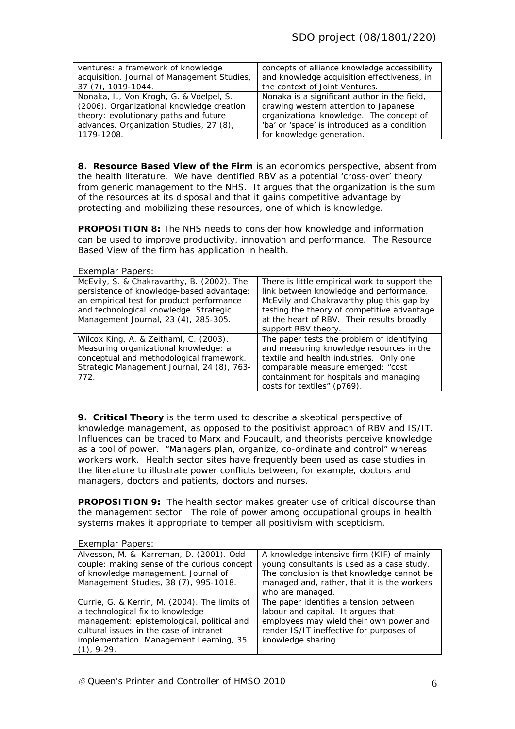| ventures: a framework of knowledge acquisition. Journal of Management Studies, 37 (7), 1019-1044. | concepts of alliance knowledge accessibility and knowledge acquisition effectiveness, in the context of Joint Ventures. |
|---|---|
| Nonaka, I., Von Krogh, G. & Voelpel, S. (2006). Organizational knowledge creation theory: evolutionary paths and future advances. Organization Studies, 27 (8), 1179-1208. | Nonaka is a significant author in the field, drawing western attention to Japanese organizational knowledge. The concept of 'ba' or 'space' is introduced as a condition for knowledge generation. |

**8. Resource Based View of the Firm** is an economics perspective, absent from the health literature. We have identified RBV as a potential 'cross-over' theory from generic management to the NHS. It argues that the organization is the sum of the resources at its disposal and that it gains competitive advantage by protecting and mobilizing these resources, one of which is knowledge.

**PROPOSITION 8:** The NHS needs to consider how knowledge and information can be used to improve productivity, innovation and performance. The Resource Based View of the firm has application in health.

Exemplar Papers:

| McEvily, S. & Chakravarthy, B. (2002). The persistence of knowledge-based advantage: an empirical test for product performance and technological knowledge. Strategic Management Journal, 23 (4), 285-305. | There is little empirical work to support the link between knowledge and performance. McEvily and Chakravarthy plug this gap by testing the theory of competitive advantage at the heart of RBV. Their results broadly support RBV theory. |
|---|---|
| Wilcox King, A. & Zeithaml, C. (2003). Measuring organizational knowledge: a conceptual and methodological framework. Strategic Management Journal, 24 (8), 763-772. | The paper tests the problem of identifying and measuring knowledge resources in the textile and health industries. Only one comparable measure emerged: "cost containment for hospitals and managing costs for textiles" (p769). |

**9. Critical Theory** is the term used to describe a skeptical perspective of knowledge management, as opposed to the positivist approach of RBV and IS/IT. Influences can be traced to Marx and Foucault, and theorists perceive knowledge as a tool of power. "Managers plan, organize, co-ordinate and control" whereas workers work. Health sector sites have frequently been used as case studies in the literature to illustrate power conflicts between, for example, doctors and managers, doctors and patients, doctors and nurses.

**PROPOSITION 9:** The health sector makes greater use of critical discourse than the management sector. The role of power among occupational groups in health systems makes it appropriate to temper all positivism with scepticism.

Exemplar Papers:

| Alvesson, M. & Karreman, D. (2001). Odd couple: making sense of the curious concept of knowledge management. Journal of Management Studies, 38 (7), 995-1018. | A knowledge intensive firm (KIF) of mainly young consultants is used as a case study. The conclusion is that knowledge cannot be managed and, rather, that it is the workers who are managed. |
|---|---|
| Currie, G. & Kerrin, M. (2004). The limits of a technological fix to knowledge management: epistemological, political and cultural issues in the case of intranet implementation. Management Learning, 35 (1), 9-29. | The paper identifies a tension between labour and capital. It argues that employees may wield their own power and render IS/IT ineffective for purposes of knowledge sharing. |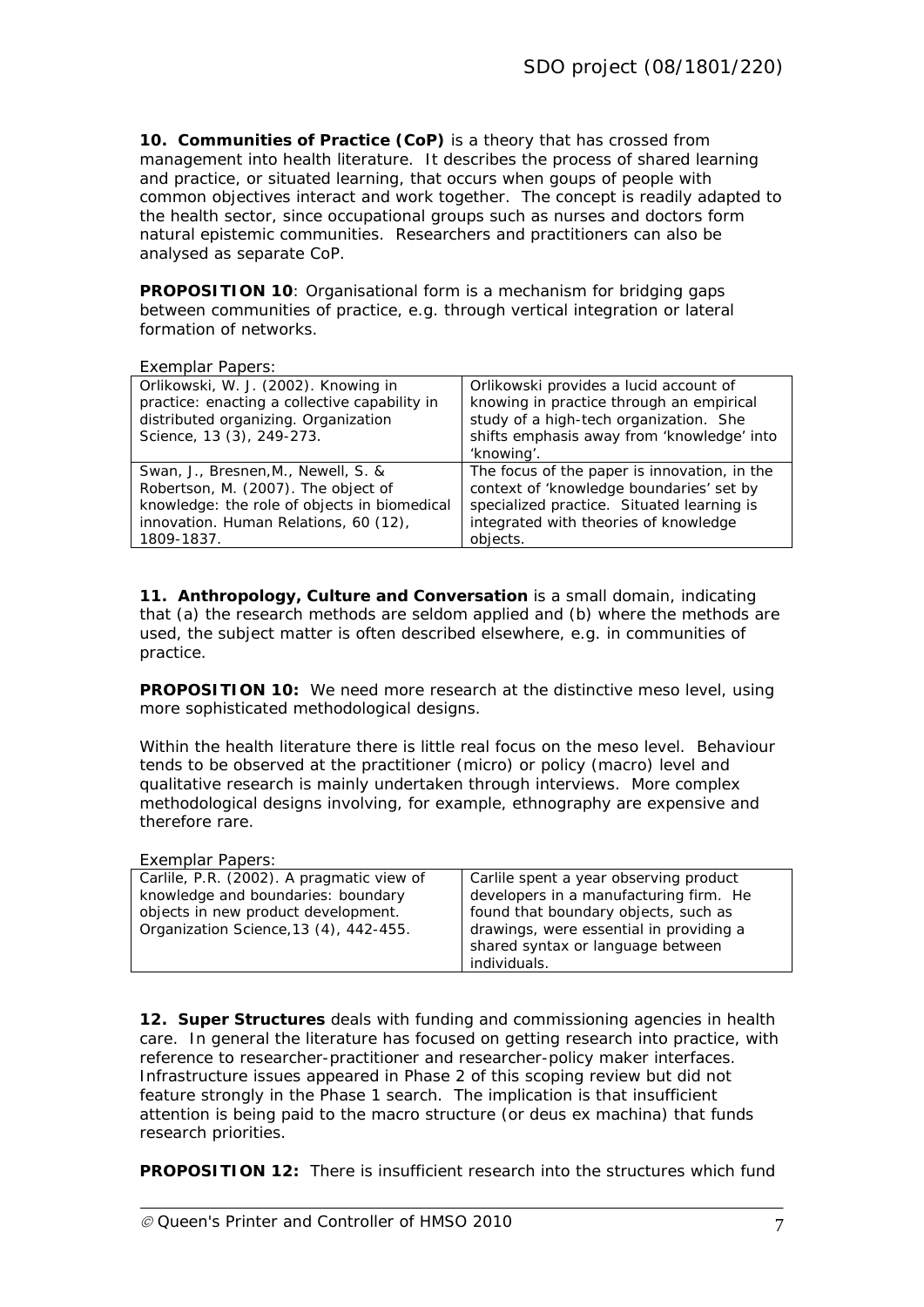**10. Communities of Practice (CoP)** is a theory that has crossed from management into health literature. It describes the process of shared learning and practice, or situated learning, that occurs when goups of people with common objectives interact and work together. The concept is readily adapted to the health sector, since occupational groups such as nurses and doctors form natural epistemic communities. Researchers and practitioners can also be analysed as separate CoP.

**PROPOSITION 10**: Organisational form is a mechanism for bridging gaps between communities of practice, e.g. through vertical integration or lateral formation of networks.

Exemplar Papers:

| | |
|---|---|
| Orlikowski, W. J. (2002). Knowing in practice: enacting a collective capability in distributed organizing. Organization Science, 13 (3), 249-273. | Orlikowski provides a lucid account of knowing in practice through an empirical study of a high-tech organization. She shifts emphasis away from 'knowledge' into 'knowing'. |
| Swan, J., Bresnen,M., Newell, S. & Robertson, M. (2007). The object of knowledge: the role of objects in biomedical innovation. Human Relations, 60 (12), 1809-1837. | The focus of the paper is innovation, in the context of 'knowledge boundaries' set by specialized practice. Situated learning is integrated with theories of knowledge objects. |

**11. Anthropology, Culture and Conversation** is a small domain, indicating that (a) the research methods are seldom applied and (b) where the methods are used, the subject matter is often described elsewhere, e.g. in communities of practice.

**PROPOSITION 10:** We need more research at the distinctive meso level, using more sophisticated methodological designs.

Within the health literature there is little real focus on the meso level. Behaviour tends to be observed at the practitioner (micro) or policy (macro) level and qualitative research is mainly undertaken through interviews. More complex methodological designs involving, for example, ethnography are expensive and therefore rare.

Exemplar Papers:

| | |
|---|---|
| Carlile, P.R. (2002). A pragmatic view of knowledge and boundaries: boundary objects in new product development. Organization Science,13 (4), 442-455. | Carlile spent a year observing product developers in a manufacturing firm. He found that boundary objects, such as drawings, were essential in providing a shared syntax or language between individuals. |

**12. Super Structures** deals with funding and commissioning agencies in health care. In general the literature has focused on getting research into practice, with reference to researcher-practitioner and researcher-policy maker interfaces. Infrastructure issues appeared in Phase 2 of this scoping review but did not feature strongly in the Phase 1 search. The implication is that insufficient attention is being paid to the macro structure (or deus ex machina) that funds research priorities.

**PROPOSITION 12:** There is insufficient research into the structures which fund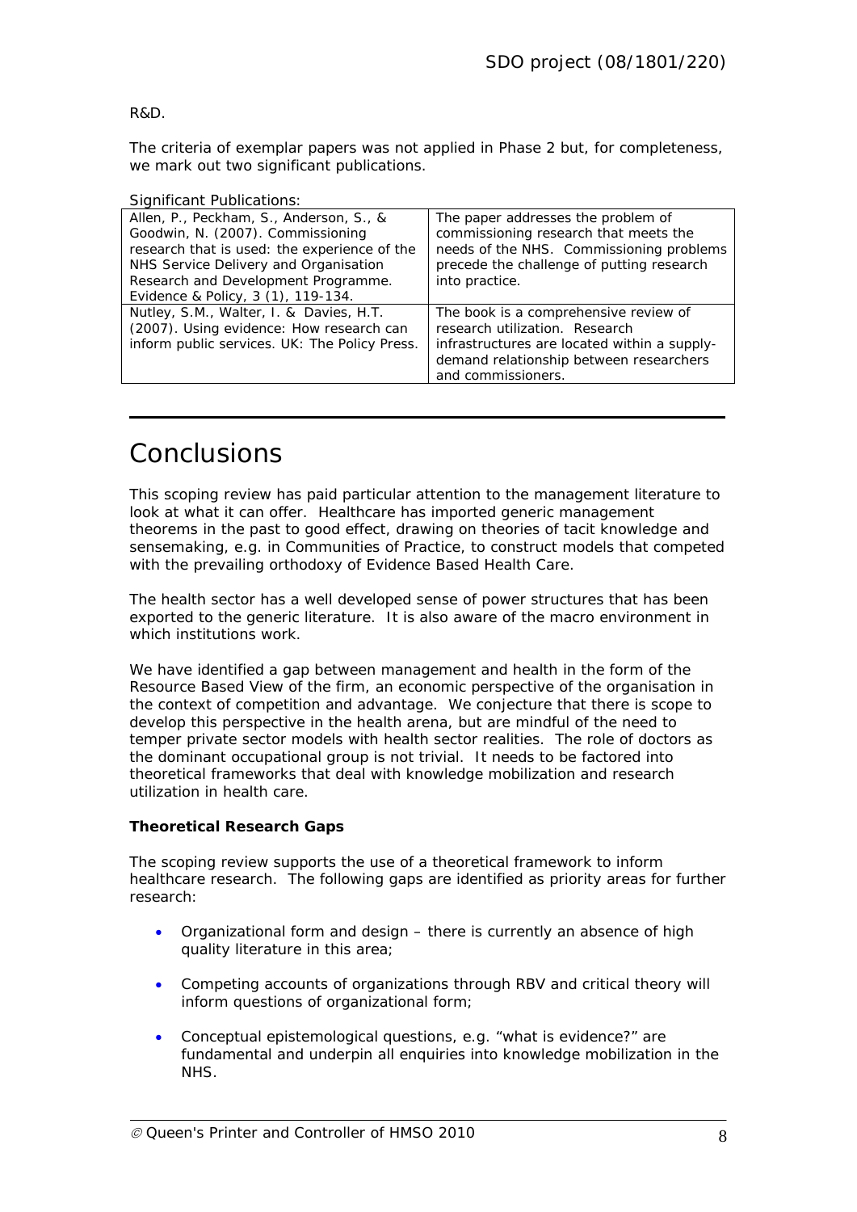R&D.

The criteria of exemplar papers was not applied in Phase 2 but, for completeness, we mark out two significant publications.

Significant Publications:

| | |
|---|---|
| Allen, P., Peckham, S., Anderson, S., & Goodwin, N. (2007). Commissioning research that is used: the experience of the NHS Service Delivery and Organisation Research and Development Programme. Evidence & Policy, 3 (1), 119-134. | The paper addresses the problem of commissioning research that meets the needs of the NHS. Commissioning problems precede the challenge of putting research into practice. |
| Nutley, S.M., Walter, I. & Davies, H.T. (2007). Using evidence: How research can inform public services. UK: The Policy Press. | The book is a comprehensive review of research utilization. Research infrastructures are located within a supply-demand relationship between researchers and commissioners. |

# Conclusions

This scoping review has paid particular attention to the management literature to look at what it can offer. Healthcare has imported generic management theorems in the past to good effect, drawing on theories of tacit knowledge and sensemaking, e.g. in Communities of Practice, to construct models that competed with the prevailing orthodoxy of Evidence Based Health Care.

The health sector has a well developed sense of power structures that has been exported to the generic literature. It is also aware of the macro environment in which institutions work.

We have identified a gap between management and health in the form of the Resource Based View of the firm, an economic perspective of the organisation in the context of competition and advantage. We conjecture that there is scope to develop this perspective in the health arena, but are mindful of the need to temper private sector models with health sector realities. The role of doctors as the dominant occupational group is not trivial. It needs to be factored into theoretical frameworks that deal with knowledge mobilization and research utilization in health care.

**Theoretical Research Gaps**

The scoping review supports the use of a theoretical framework to inform healthcare research. The following gaps are identified as priority areas for further research:

- Organizational form and design – there is currently an absence of high quality literature in this area;
- Competing accounts of organizations through RBV and critical theory will inform questions of organizational form;
- Conceptual epistemological questions, e.g. "what is evidence?" are fundamental and underpin all enquiries into knowledge mobilization in the NHS.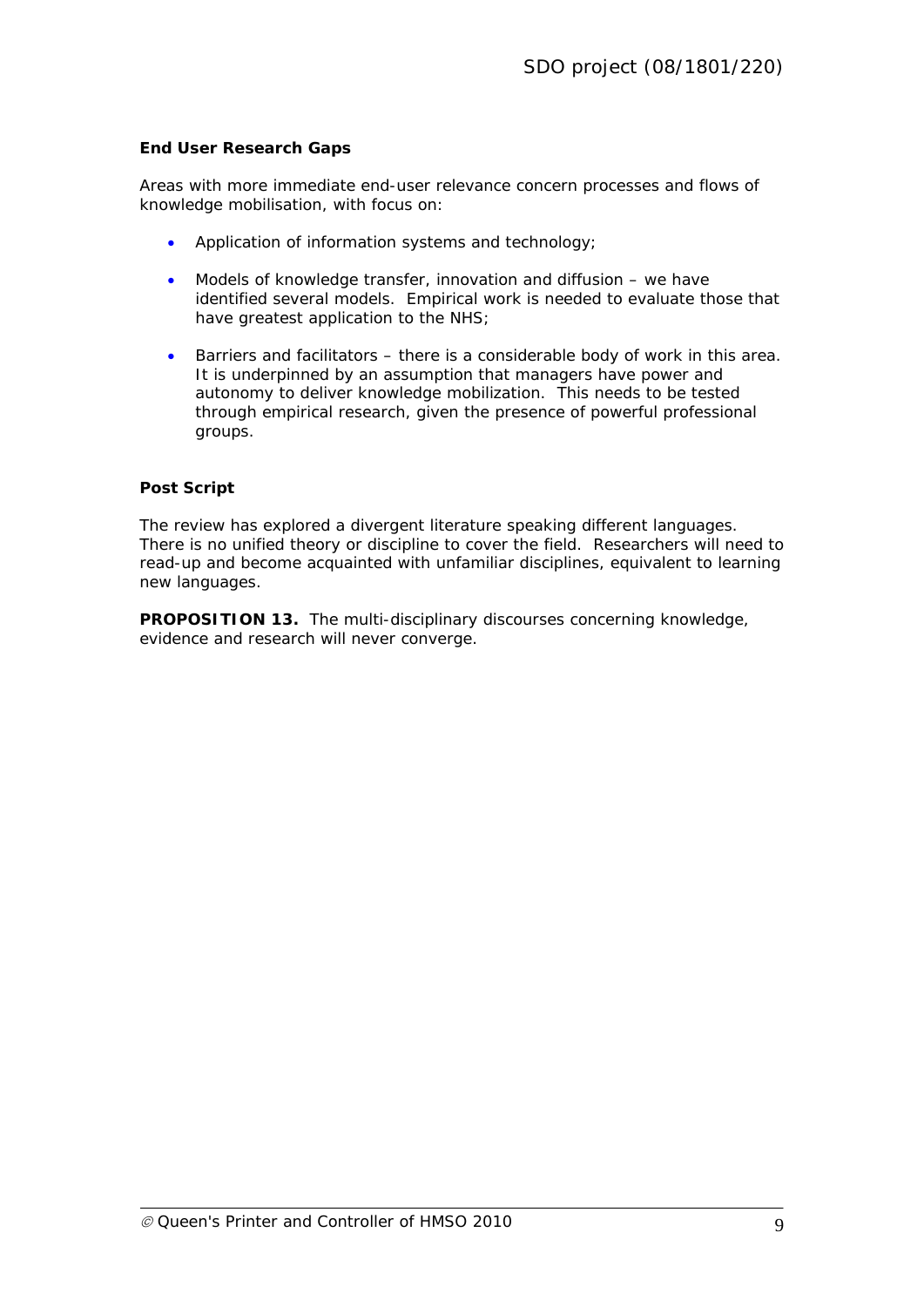### End User Research Gaps

Areas with more immediate end-user relevance concern processes and flows of knowledge mobilisation, with focus on:

- Application of information systems and technology;
- Models of knowledge transfer, innovation and diffusion – we have identified several models. Empirical work is needed to evaluate those that have greatest application to the NHS;
- Barriers and facilitators – there is a considerable body of work in this area. It is underpinned by an assumption that managers have power and autonomy to deliver knowledge mobilization. This needs to be tested through empirical research, given the presence of powerful professional groups.

### Post Script

The review has explored a divergent literature speaking different languages. There is no unified theory or discipline to cover the field. Researchers will need to read-up and become acquainted with unfamiliar disciplines, equivalent to learning new languages.

**PROPOSITION 13.** The multi-disciplinary discourses concerning knowledge, evidence and research will never converge.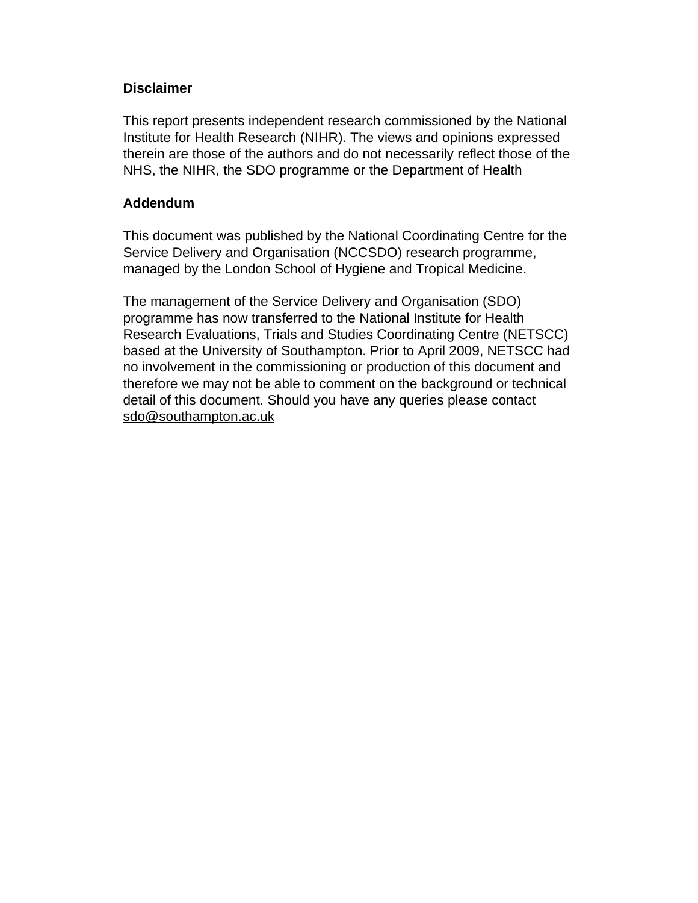**Disclaimer**

This report presents independent research commissioned by the National Institute for Health Research (NIHR). The views and opinions expressed therein are those of the authors and do not necessarily reflect those of the NHS, the NIHR, the SDO programme or the Department of Health

**Addendum**

This document was published by the National Coordinating Centre for the Service Delivery and Organisation (NCCSDO) research programme, managed by the London School of Hygiene and Tropical Medicine.

The management of the Service Delivery and Organisation (SDO) programme has now transferred to the National Institute for Health Research Evaluations, Trials and Studies Coordinating Centre (NETSCC) based at the University of Southampton. Prior to April 2009, NETSCC had no involvement in the commissioning or production of this document and therefore we may not be able to comment on the background or technical detail of this document. Should you have any queries please contact sdo@southampton.ac.uk